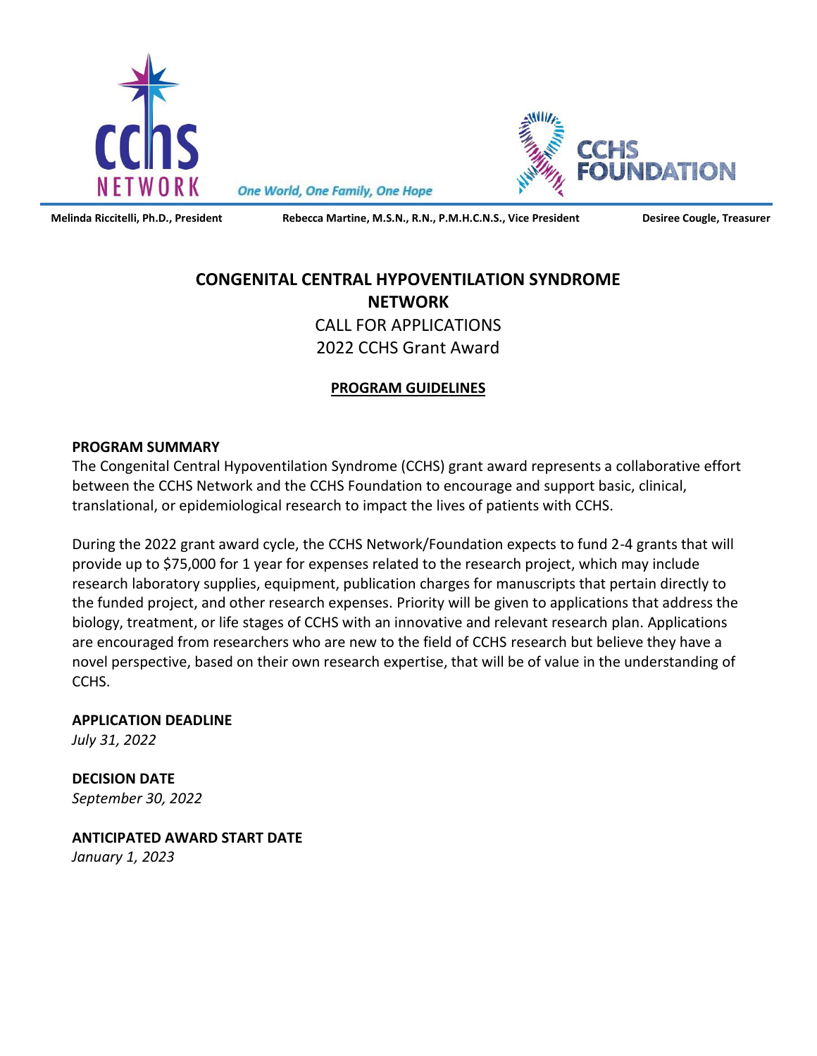CCHS NETWORK

*One World, One Family, One Hope*

CCHS FOUNDATION

**Melinda Riccitelli, Ph.D., President** **Rebecca Martine, M.S.N., R.N., P.M.H.C.N.S., Vice President** **Desiree Cougle, Treasurer**

# CONGENITAL CENTRAL HYPOVENTILATION SYNDROME NETWORK

CALL FOR APPLICATIONS

2022 CCHS Grant Award

## PROGRAM GUIDELINES

### PROGRAM SUMMARY

The Congenital Central Hypoventilation Syndrome (CCHS) grant award represents a collaborative effort between the CCHS Network and the CCHS Foundation to encourage and support basic, clinical, translational, or epidemiological research to impact the lives of patients with CCHS.

During the 2022 grant award cycle, the CCHS Network/Foundation expects to fund 2-4 grants that will provide up to $75,000 for 1 year for expenses related to the research project, which may include research laboratory supplies, equipment, publication charges for manuscripts that pertain directly to the funded project, and other research expenses. Priority will be given to applications that address the biology, treatment, or life stages of CCHS with an innovative and relevant research plan. Applications are encouraged from researchers who are new to the field of CCHS research but believe they have a novel perspective, based on their own research expertise, that will be of value in the understanding of CCHS.

### APPLICATION DEADLINE

*July 31, 2022*

### DECISION DATE

*September 30, 2022*

### ANTICIPATED AWARD START DATE

*January 1, 2023*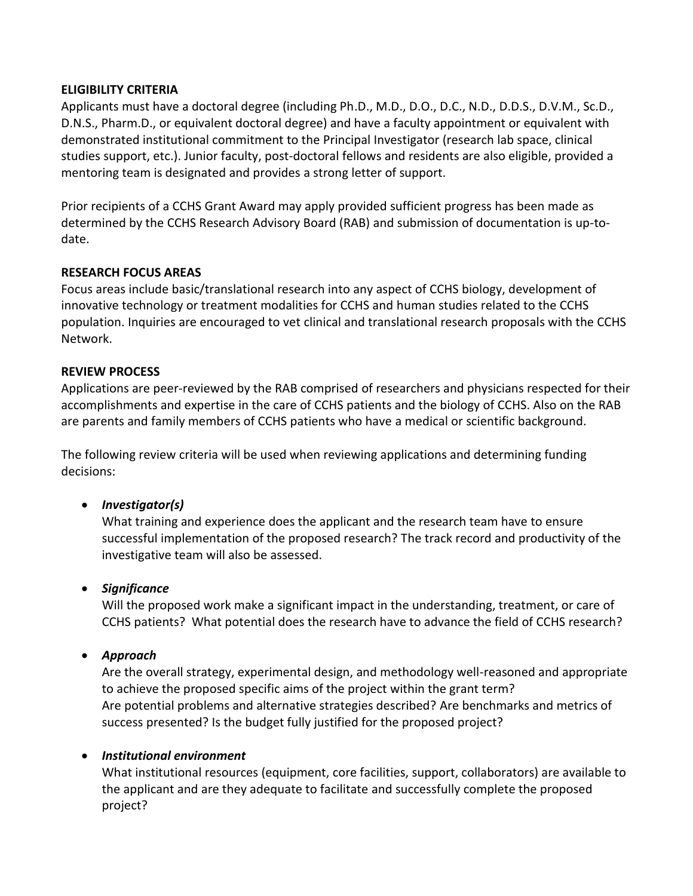## ELIGIBILITY CRITERIA

Applicants must have a doctoral degree (including Ph.D., M.D., D.O., D.C., N.D., D.D.S., D.V.M., Sc.D., D.N.S., Pharm.D., or equivalent doctoral degree) and have a faculty appointment or equivalent with demonstrated institutional commitment to the Principal Investigator (research lab space, clinical studies support, etc.). Junior faculty, post-doctoral fellows and residents are also eligible, provided a mentoring team is designated and provides a strong letter of support.

Prior recipients of a CCHS Grant Award may apply provided sufficient progress has been made as determined by the CCHS Research Advisory Board (RAB) and submission of documentation is up-to-date.

## RESEARCH FOCUS AREAS

Focus areas include basic/translational research into any aspect of CCHS biology, development of innovative technology or treatment modalities for CCHS and human studies related to the CCHS population. Inquiries are encouraged to vet clinical and translational research proposals with the CCHS Network.

## REVIEW PROCESS

Applications are peer-reviewed by the RAB comprised of researchers and physicians respected for their accomplishments and expertise in the care of CCHS patients and the biology of CCHS. Also on the RAB are parents and family members of CCHS patients who have a medical or scientific background.

The following review criteria will be used when reviewing applications and determining funding decisions:

- ***Investigator(s)***
  What training and experience does the applicant and the research team have to ensure successful implementation of the proposed research? The track record and productivity of the investigative team will also be assessed.

- ***Significance***
  Will the proposed work make a significant impact in the understanding, treatment, or care of CCHS patients? What potential does the research have to advance the field of CCHS research?

- ***Approach***
  Are the overall strategy, experimental design, and methodology well-reasoned and appropriate to achieve the proposed specific aims of the project within the grant term?
  Are potential problems and alternative strategies described? Are benchmarks and metrics of success presented? Is the budget fully justified for the proposed project?

- ***Institutional environment***
  What institutional resources (equipment, core facilities, support, collaborators) are available to the applicant and are they adequate to facilitate and successfully complete the proposed project?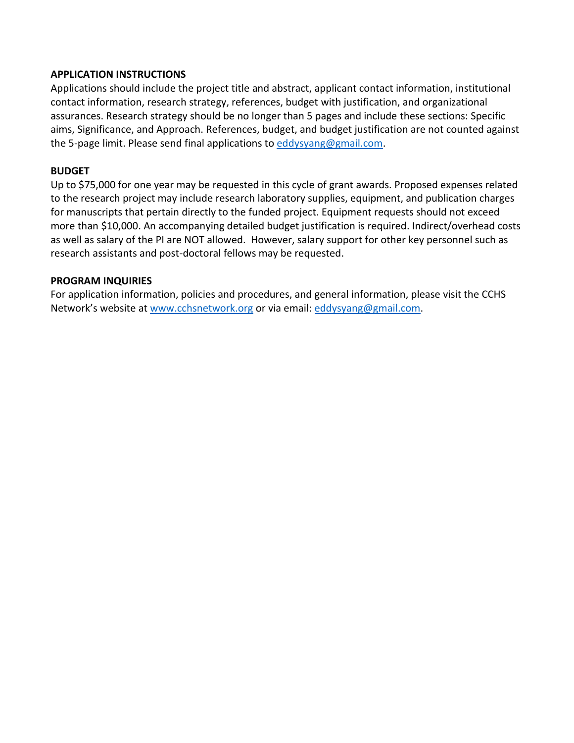**APPLICATION INSTRUCTIONS**

Applications should include the project title and abstract, applicant contact information, institutional contact information, research strategy, references, budget with justification, and organizational assurances. Research strategy should be no longer than 5 pages and include these sections: Specific aims, Significance, and Approach. References, budget, and budget justification are not counted against the 5-page limit. Please send final applications to eddysyang@gmail.com.

**BUDGET**

Up to $75,000 for one year may be requested in this cycle of grant awards. Proposed expenses related to the research project may include research laboratory supplies, equipment, and publication charges for manuscripts that pertain directly to the funded project. Equipment requests should not exceed more than $10,000. An accompanying detailed budget justification is required. Indirect/overhead costs as well as salary of the PI are NOT allowed. However, salary support for other key personnel such as research assistants and post-doctoral fellows may be requested.

**PROGRAM INQUIRIES**

For application information, policies and procedures, and general information, please visit the CCHS Network's website at www.cchsnetwork.org or via email: eddysyang@gmail.com.